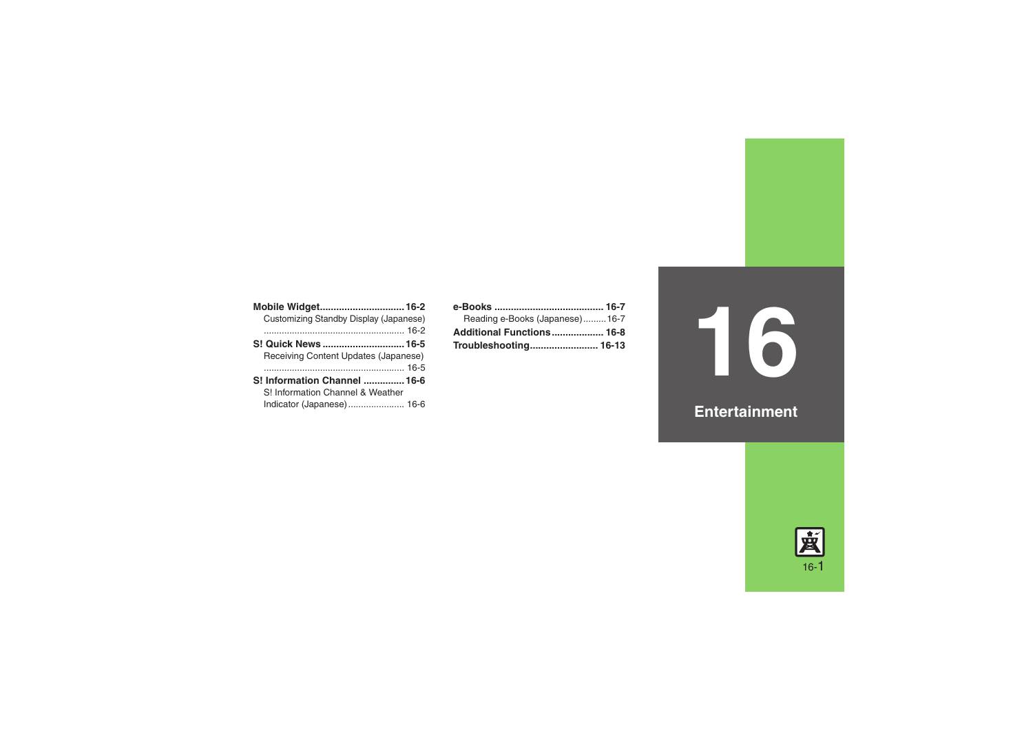# 16

## Entertainment

**Mobile Widget** .............................. **16-2**
Customizing Standby Display (Japanese) ........................................................ 16-2

**S! Quick News** .............................. **16-5**
Receiving Content Updates (Japanese) ........................................................ 16-5

**S! Information Channel** ............... **16-6**
S! Information Channel & Weather Indicator (Japanese) ...................... 16-6

**e-Books** ........................................ **16-7**
Reading e-Books (Japanese) ......... 16-7

**Additional Functions** ................... **16-8**

**Troubleshooting** ......................... **16-13**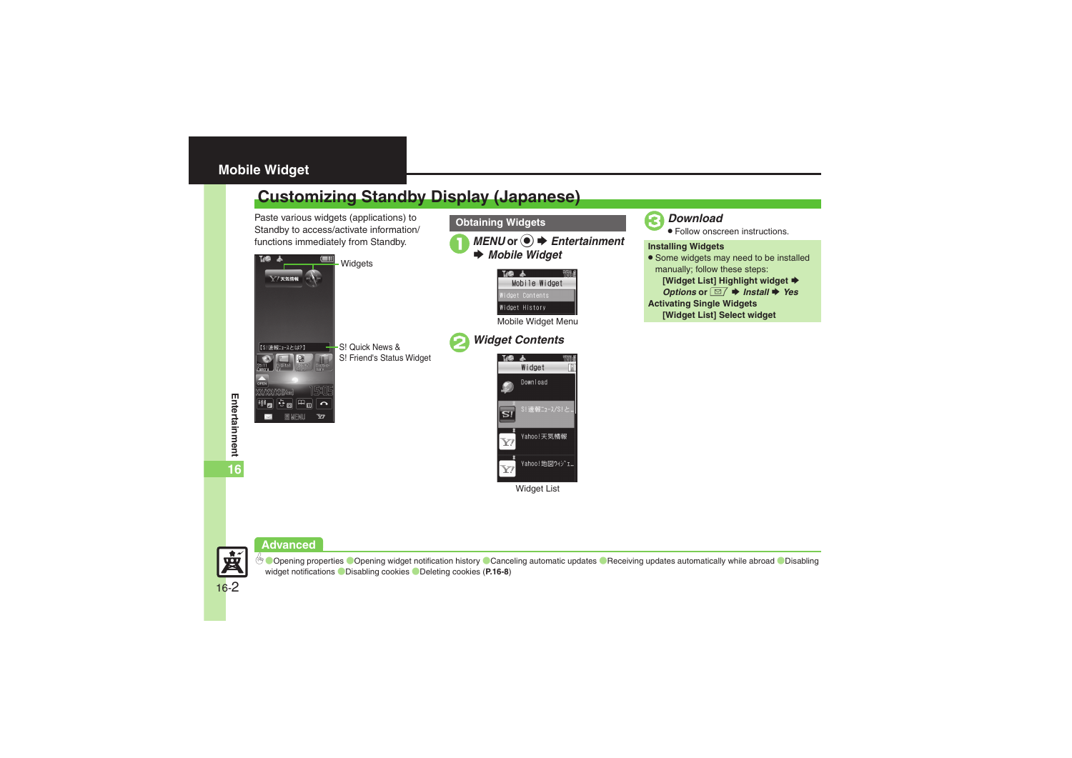## Mobile Widget

# Customizing Standby Display (Japanese)

Paste various widgets (applications) to Standby to access/activate information/ functions immediately from Standby.

Widgets

S! Quick News & S! Friend's Status Widget

### Obtaining Widgets

1. *MENU* or ● ➡ *Entertainment* ➡ *Mobile Widget*

Mobile Widget Menu

2. *Widget Contents*

Widget List

3. *Download*
   - Follow onscreen instructions.

**Installing Widgets**

- Some widgets may need to be installed manually; follow these steps:
  **[Widget List] Highlight widget ➡ *Options* or ✉ ➡ *Install* ➡ *Yes***

**Activating Single Widgets**

**[Widget List] Select widget**

Entertainment

16

### Advanced

Opening properties ● Opening widget notification history ● Canceling automatic updates ● Receiving updates automatically while abroad ● Disabling widget notifications ● Disabling cookies ● Deleting cookies (**P.16-8**)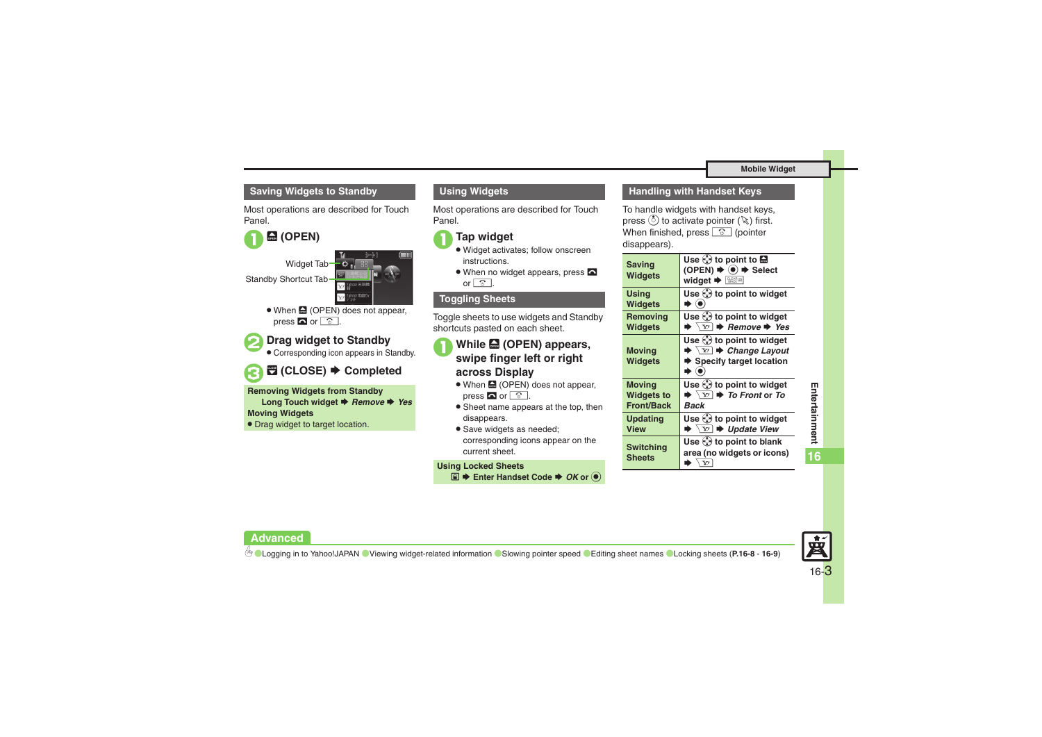## Saving Widgets to Standby

Most operations are described for Touch Panel.

**1** (OPEN)

Widget Tab

Standby Shortcut Tab

- When (OPEN) does not appear, press or .

**2** Drag widget to Standby

- Corresponding icon appears in Standby.

**3** (CLOSE) ➡ Completed

**Removing Widgets from Standby**
Long Touch widget ➡ *Remove* ➡ *Yes*
**Moving Widgets**
- Drag widget to target location.

## Using Widgets

Most operations are described for Touch Panel.

**1** Tap widget

- Widget activates; follow onscreen instructions.
- When no widget appears, press or .

## Toggling Sheets

Toggle sheets to use widgets and Standby shortcuts pasted on each sheet.

**1** While (OPEN) appears, swipe finger left or right across Display

- When (OPEN) does not appear, press or .
- Sheet name appears at the top, then disappears.
- Save widgets as needed; corresponding icons appear on the current sheet.

**Using Locked Sheets**
➡ Enter Handset Code ➡ *OK* or

## Handling with Handset Keys

To handle widgets with handset keys, press to activate pointer ( ) first. When finished, press (pointer disappears).

| | |
|---|---|
| Saving Widgets | Use to point to (OPEN) ➡ ➡ Select widget ➡ |
| Using Widgets | Use to point to widget ➡ |
| Removing Widgets | Use to point to widget ➡ ➡ *Remove* ➡ *Yes* |
| Moving Widgets | Use to point to widget ➡ ➡ *Change Layout* ➡ Specify target location ➡ |
| Moving Widgets to Front/Back | Use to point to widget ➡ ➡ *To Front* or *To Back* |
| Updating View | Use to point to widget ➡ ➡ *Update View* |
| Switching Sheets | Use to point to blank area (no widgets or icons) ➡ |

**Advanced**

Logging in to Yahoo!JAPAN · Viewing widget-related information · Slowing pointer speed · Editing sheet names · Locking sheets (**P.16-8** - **16-9**)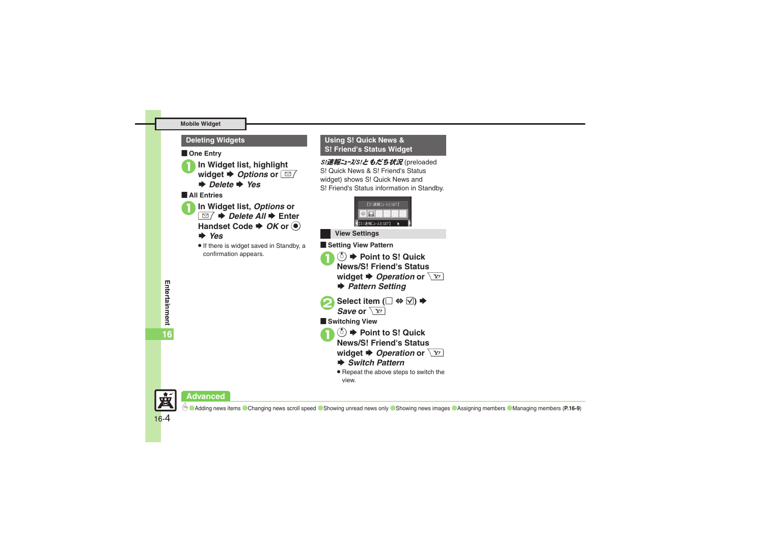## Deleting Widgets

**One Entry**

1. **In Widget list, highlight widget ➡ *Options* or ✉ ➡ *Delete* ➡ *Yes***

**All Entries**

1. **In Widget list, *Options* or ✉ ➡ *Delete All* ➡ Enter Handset Code ➡ *OK* or ◉ ➡ *Yes***
   - If there is widget saved in Standby, a confirmation appears.

## Using S! Quick News & S! Friend's Status Widget

***S!速報ﾆｭｰｽ/S!ともだち状況*** (preloaded S! Quick News & S! Friend's Status widget) shows S! Quick News and S! Friend's Status information in Standby.

### View Settings

**Setting View Pattern**

1. **◎ ➡ Point to S! Quick News/S! Friend's Status widget ➡ *Operation* or Y! ➡ *Pattern Setting***
2. **Select item (☐ ⇔ ☑) ➡ *Save* or Y!**

**Switching View**

1. **◎ ➡ Point to S! Quick News/S! Friend's Status widget ➡ *Operation* or Y! ➡ *Switch Pattern***
   - Repeat the above steps to switch the view.

**Advanced**

Adding news items · Changing news scroll speed · Showing unread news only · Showing news images · Assigning members · Managing members (**P.16-9**)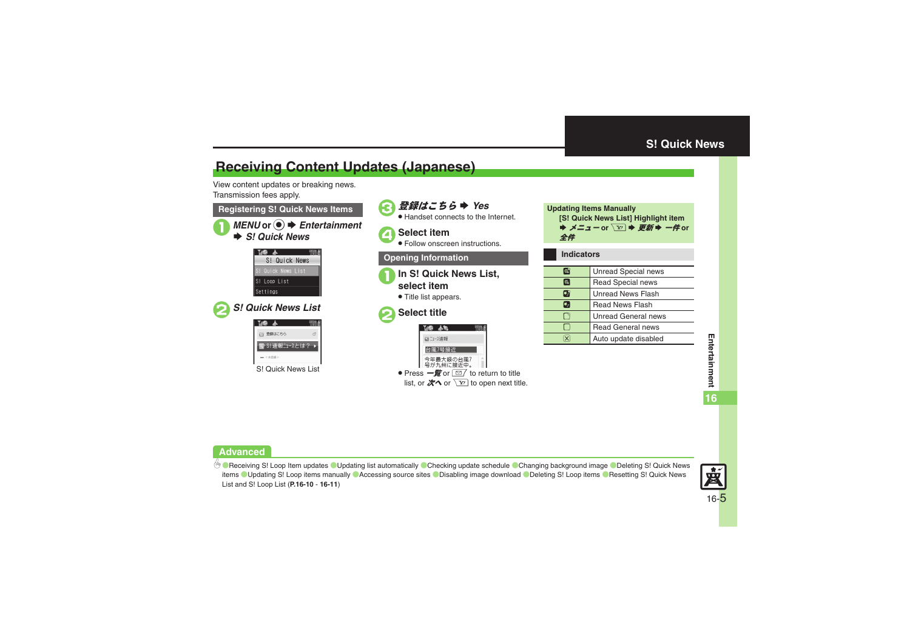# Receiving Content Updates (Japanese)

View content updates or breaking news.
Transmission fees apply.

## Registering S! Quick News Items

1. *MENU* or ● ➡ *Entertainment* ➡ *S! Quick News*

2. *S! Quick News List*

S! Quick News List

3. *登録はこちら* ➡ *Yes*
   - Handset connects to the Internet.

4. **Select item**
   - Follow onscreen instructions.

## Opening Information

1. **In S! Quick News List, select item**
   - Title list appears.

2. **Select title**
   - Press *一覧* or ✉ to return to title list, or *次へ* or Y! to open next title.

**Updating Items Manually**

[S! Quick News List] Highlight item ➡ *メニュー* or Y! ➡ *更新* ➡ *一件* or *全件*

## Indicators

| Icon | Indicator |
|---|---|
| | Unread Special news |
| | Read Special news |
| | Unread News Flash |
| | Read News Flash |
| | Unread General news |
| | Read General news |
| | Auto update disabled |

## Advanced

Receiving S! Loop Item updates ● Updating list automatically ● Checking update schedule ● Changing background image ● Deleting S! Quick News items ● Updating S! Loop items manually ● Accessing source sites ● Disabling image download ● Deleting S! Loop items ● Resetting S! Quick News List and S! Loop List (**P.16-10** - **16-11**)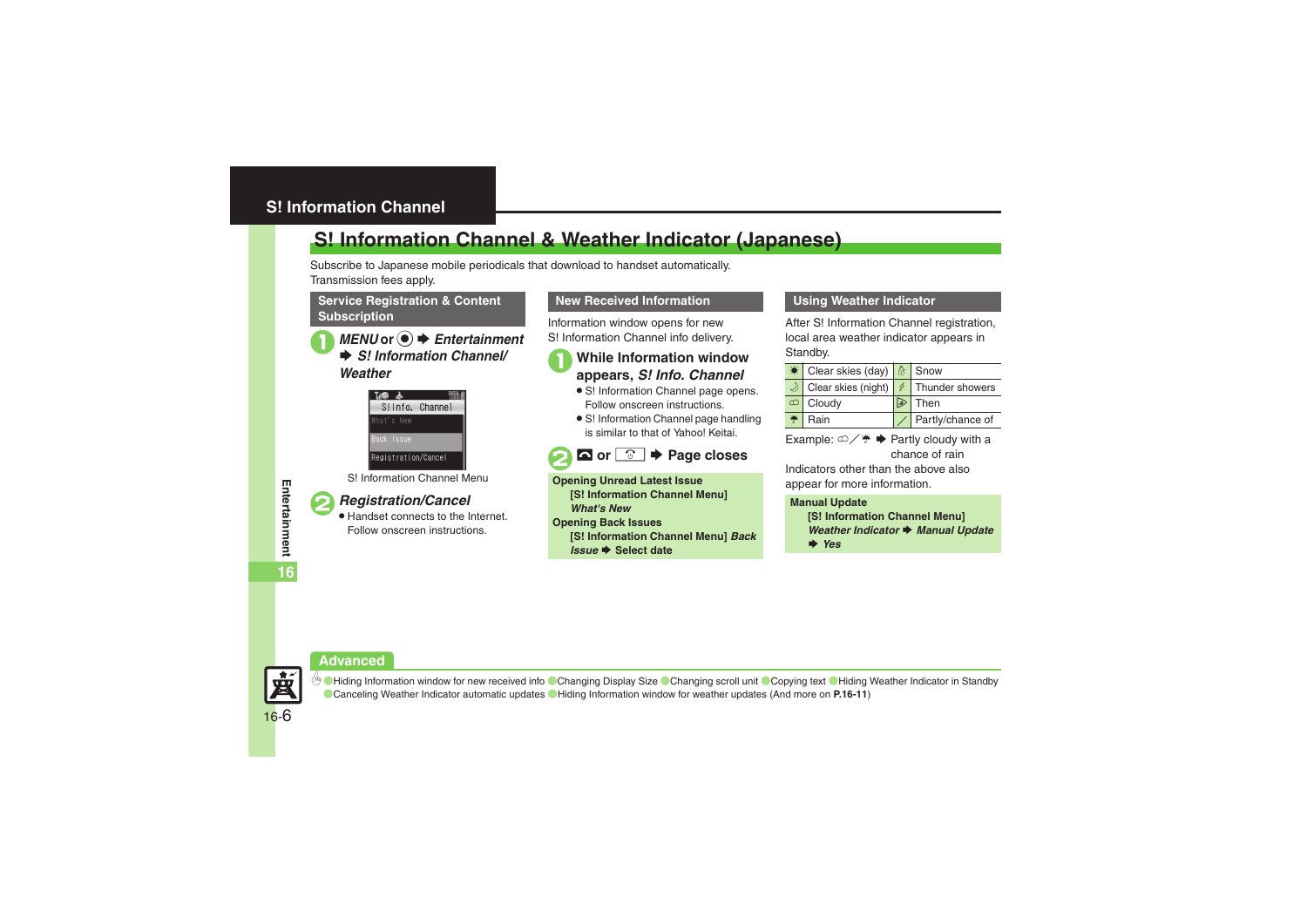## S! Information Channel

# S! Information Channel & Weather Indicator (Japanese)

Subscribe to Japanese mobile periodicals that download to handset automatically.
Transmission fees apply.

### Service Registration & Content Subscription

**1** ***MENU*** **or** ● ➡ ***Entertainment*** ➡ ***S! Information Channel/ Weather***

S! Information Channel Menu

**2** ***Registration/Cancel***

- Handset connects to the Internet. Follow onscreen instructions.

### New Received Information

Information window opens for new S! Information Channel info delivery.

**1** **While Information window appears,** ***S! Info. Channel***

- S! Information Channel page opens. Follow onscreen instructions.
- S! Information Channel page handling is similar to that of Yahoo! Keitai.

**2** **or** ➡ **Page closes**

**Opening Unread Latest Issue**
**[S! Information Channel Menu]** ***What's New***
**Opening Back Issues**
**[S! Information Channel Menu]** ***Back Issue*** ➡ **Select date**

### Using Weather Indicator

After S! Information Channel registration, local area weather indicator appears in Standby.

| | | | |
|---|---|---|---|
| | Clear skies (day) | | Snow |
| | Clear skies (night) | | Thunder showers |
| | Cloudy | | Then |
| | Rain | ／ | Partly/chance of |

Example: ／ ➡ Partly cloudy with a chance of rain

Indicators other than the above also appear for more information.

**Manual Update**
**[S! Information Channel Menu]** ***Weather Indicator*** ➡ ***Manual Update*** ➡ ***Yes***

**Advanced**

Hiding Information window for new received info ● Changing Display Size ● Changing scroll unit ● Copying text ● Hiding Weather Indicator in Standby ● Canceling Weather Indicator automatic updates ● Hiding Information window for weather updates (And more on **P.16-11**)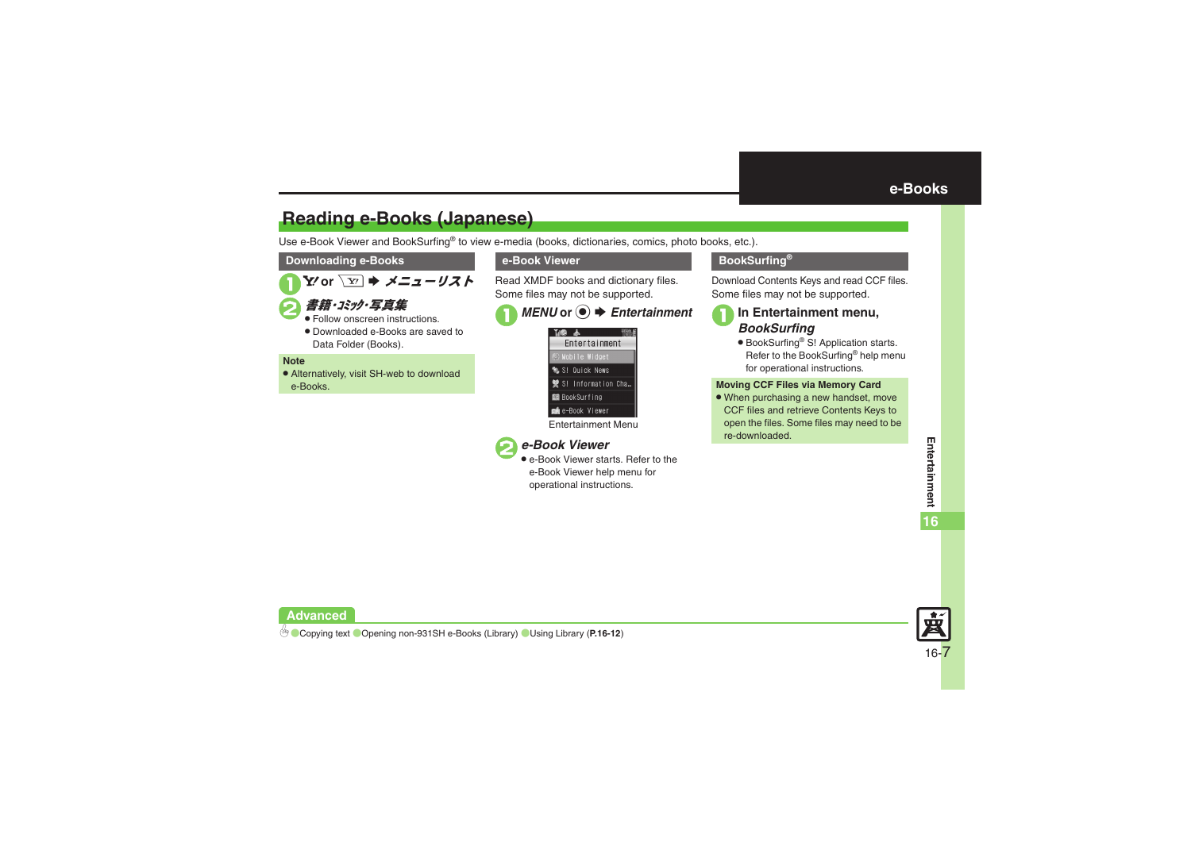# Reading e-Books (Japanese)

Use e-Book Viewer and BookSurfing® to view e-media (books, dictionaries, comics, photo books, etc.).

## Downloading e-Books

1. **Y! or [Y!] ➡ *メニューリスト***
2. ***書籍･ｺﾐｯｸ･写真集***
   - Follow onscreen instructions.
   - Downloaded e-Books are saved to Data Folder (Books).

**Note**

- Alternatively, visit SH-web to download e-Books.

## e-Book Viewer

Read XMDF books and dictionary files. Some files may not be supported.

1. ***MENU* or ● ➡ *Entertainment***

   Entertainment
   - Mobile Widget
   - S! Quick News
   - S! Information Cha…
   - BookSurfing
   - e-Book Viewer

   Entertainment Menu

2. ***e-Book Viewer***
   - e-Book Viewer starts. Refer to the e-Book Viewer help menu for operational instructions.

## BookSurfing®

Download Contents Keys and read CCF files. Some files may not be supported.

1. **In Entertainment menu, *BookSurfing***
   - BookSurfing® S! Application starts. Refer to the BookSurfing® help menu for operational instructions.

**Moving CCF Files via Memory Card**

- When purchasing a new handset, move CCF files and retrieve Contents Keys to open the files. Some files may need to be re-downloaded.

**Advanced**

●Copying text ●Opening non-931SH e-Books (Library) ●Using Library (**P.16-12**)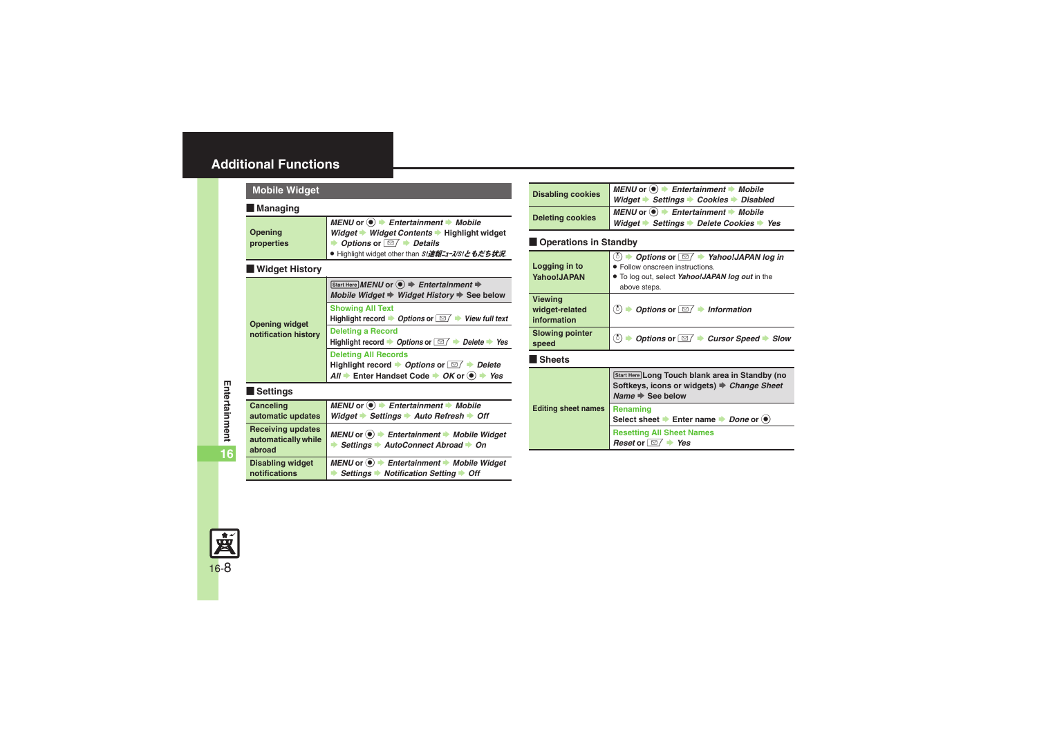# Additional Functions

## Mobile Widget

### Managing

| | |
|---|---|
| Opening properties | *MENU* or ◉ ➡ *Entertainment* ➡ *Mobile Widget* ➡ *Widget Contents* ➡ Highlight widget ➡ *Options* or ✉ ➡ *Details*<br>● Highlight widget other than *S!速報ﾆｭｰｽ/S!ともだち状況*. |

### Widget History

| | |
|---|---|
| Opening widget notification history | Start Here *MENU* or ◉ ➡ *Entertainment* ➡ *Mobile Widget* ➡ *Widget History* ➡ See below<br>**Showing All Text**<br>Highlight record ➡ *Options* or ✉ ➡ *View full text*<br>**Deleting a Record**<br>Highlight record ➡ *Options* or ✉ ➡ *Delete* ➡ *Yes*<br>**Deleting All Records**<br>Highlight record ➡ *Options* or ✉ ➡ *Delete All* ➡ Enter Handset Code ➡ *OK* or ◉ ➡ *Yes* |

### Settings

| | |
|---|---|
| Canceling automatic updates | *MENU* or ◉ ➡ *Entertainment* ➡ *Mobile Widget* ➡ *Settings* ➡ *Auto Refresh* ➡ *Off* |
| Receiving updates automatically while abroad | *MENU* or ◉ ➡ *Entertainment* ➡ *Mobile Widget* ➡ *Settings* ➡ *AutoConnect Abroad* ➡ *On* |
| Disabling widget notifications | *MENU* or ◉ ➡ *Entertainment* ➡ *Mobile Widget* ➡ *Settings* ➡ *Notification Setting* ➡ *Off* |
| Disabling cookies | *MENU* or ◉ ➡ *Entertainment* ➡ *Mobile Widget* ➡ *Settings* ➡ *Cookies* ➡ *Disabled* |
| Deleting cookies | *MENU* or ◉ ➡ *Entertainment* ➡ *Mobile Widget* ➡ *Settings* ➡ *Delete Cookies* ➡ *Yes* |

### Operations in Standby

| | |
|---|---|
| Logging in to Yahoo!JAPAN | ⓘ ➡ *Options* or ✉ ➡ *Yahoo!JAPAN log in*<br>● Follow onscreen instructions.<br>● To log out, select *Yahoo!JAPAN log out* in the above steps. |
| Viewing widget-related information | ⓘ ➡ *Options* or ✉ ➡ *Information* |
| Slowing pointer speed | ⓘ ➡ *Options* or ✉ ➡ *Cursor Speed* ➡ *Slow* |

### Sheets

| | |
|---|---|
| Editing sheet names | Start Here Long Touch blank area in Standby (no Softkeys, icons or widgets) ➡ *Change Sheet Name* ➡ See below<br>**Renaming**<br>Select sheet ➡ Enter name ➡ *Done* or ◉<br>**Resetting All Sheet Names**<br>*Reset* or ✉ ➡ *Yes* |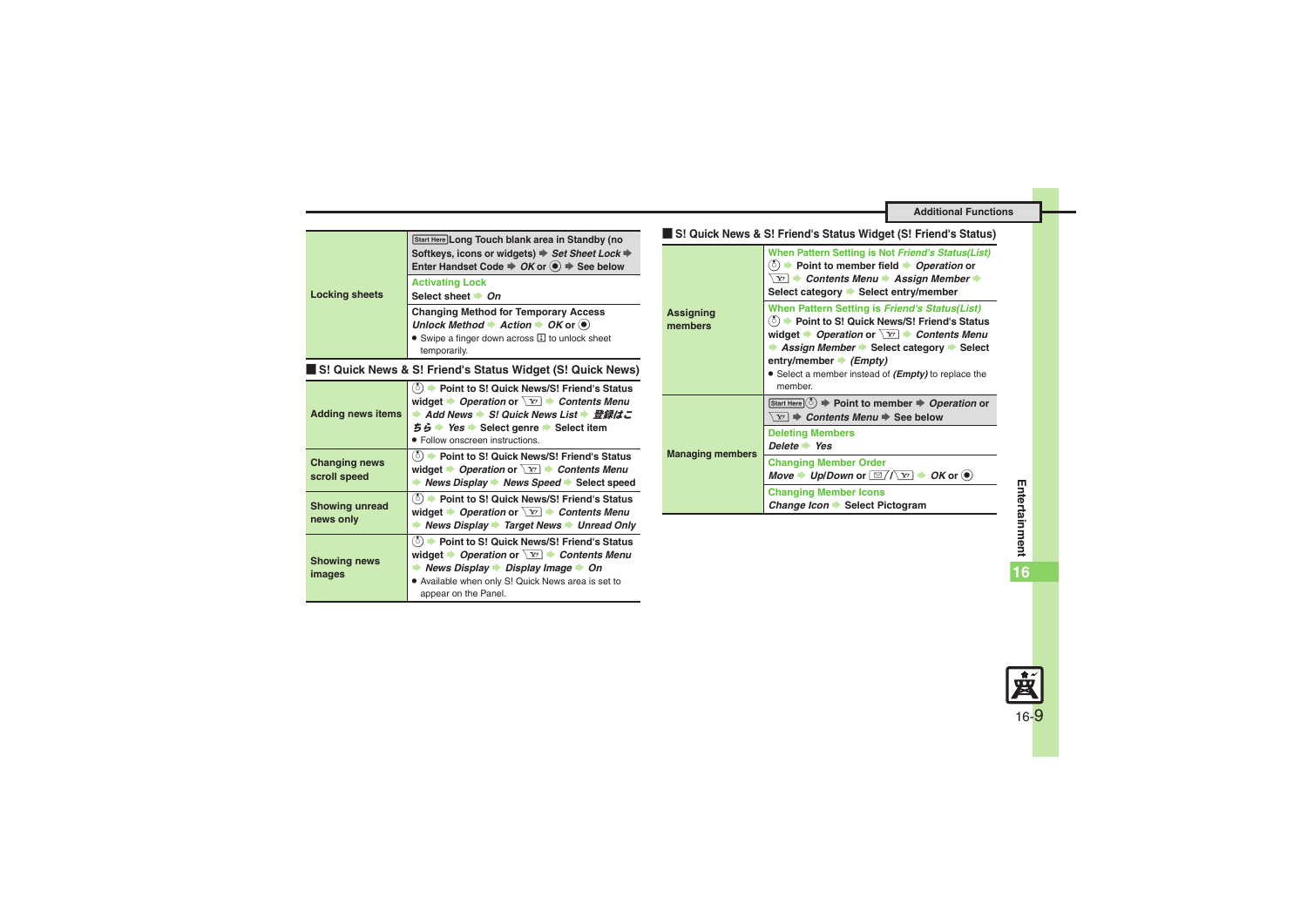| Locking sheets | Start Here Long Touch blank area in Standby (no Softkeys, icons or widgets) ➡ *Set Sheet Lock* ➡ Enter Handset Code ➡ *OK* or ◉ ➡ See below |
|---|---|
| | **Activating Lock**<br>Select sheet ➡ *On* |
| | **Changing Method for Temporary Access**<br>*Unlock Method* ➡ *Action* ➡ *OK* or ◉<br>● Swipe a finger down across 🔒 to unlock sheet temporarily. |

## S! Quick News & S! Friend's Status Widget (S! Quick News)

| Adding news items | ➡ Point to S! Quick News/S! Friend's Status widget ➡ *Operation* or Y! ➡ *Contents Menu* ➡ *Add News* ➡ *S! Quick News List* ➡ *登録はこちら* ➡ *Yes* ➡ Select genre ➡ Select item<br>● Follow onscreen instructions. |
|---|---|
| Changing news scroll speed | ➡ Point to S! Quick News/S! Friend's Status widget ➡ *Operation* or Y! ➡ *Contents Menu* ➡ *News Display* ➡ *News Speed* ➡ Select speed |
| Showing unread news only | ➡ Point to S! Quick News/S! Friend's Status widget ➡ *Operation* or Y! ➡ *Contents Menu* ➡ *News Display* ➡ *Target News* ➡ *Unread Only* |
| Showing news images | ➡ Point to S! Quick News/S! Friend's Status widget ➡ *Operation* or Y! ➡ *Contents Menu* ➡ *News Display* ➡ *Display Image* ➡ *On*<br>● Available when only S! Quick News area is set to appear on the Panel. |

## S! Quick News & S! Friend's Status Widget (S! Friend's Status)

| Assigning members | **When Pattern Setting is Not *Friend's Status(List)***<br>➡ Point to member field ➡ *Operation* or Y! ➡ *Contents Menu* ➡ *Assign Member* ➡ Select category ➡ Select entry/member |
|---|---|
| | **When Pattern Setting is *Friend's Status(List)***<br>➡ Point to S! Quick News/S! Friend's Status widget ➡ *Operation* or Y! ➡ *Contents Menu* ➡ *Assign Member* ➡ Select category ➡ Select entry/member ➡ *(Empty)*<br>● Select a member instead of ***(Empty)*** to replace the member. |
| Managing members | Start Here ➡ Point to member ➡ *Operation* or Y! ➡ *Contents Menu* ➡ See below |
| | **Deleting Members**<br>*Delete* ➡ *Yes* |
| | **Changing Member Order**<br>*Move* ➡ *Up/Down* or ✉/Y! ➡ *OK* or ◉ |
| | **Changing Member Icons**<br>*Change Icon* ➡ Select Pictogram |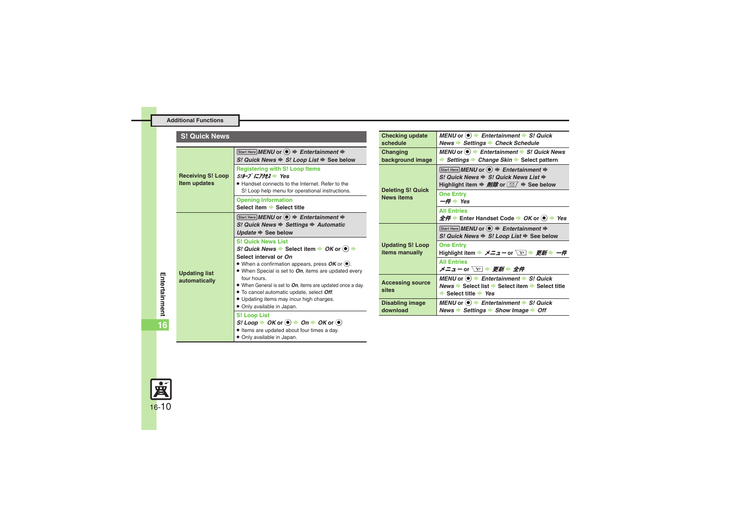## S! Quick News

| | |
|---|---|
| **Receiving S! Loop Item updates** | Start Here *MENU* or ● ➡ *Entertainment* ➡ *S! Quick News* ➡ *S! Loop List* ➡ See below |
| | **Registering with S! Loop Items**<br>*S!ループにアクセス* ➡ *Yes*<br>● Handset connects to the Internet. Refer to the S! Loop help menu for operational instructions. |
| | **Opening Information**<br>Select item ➡ Select title |
| **Updating list automatically** | Start Here *MENU* or ● ➡ *Entertainment* ➡ *S! Quick News* ➡ *Settings* ➡ *Automatic Update* ➡ See below |
| | **S! Quick News List**<br>*S! Quick News* ➡ Select item ➡ *OK* or ● ➡ Select interval or *On*<br>● When a confirmation appears, press *OK* or ●.<br>● When Special is set to *On*, items are updated every four hours.<br>● When General is set to *On*, items are updated once a day.<br>● To cancel automatic update, select *Off*.<br>● Updating items may incur high charges.<br>● Only available in Japan. |
| | **S! Loop List**<br>*S! Loop* ➡ *OK* or ● ➡ *On* ➡ *OK* or ●<br>● Items are updated about four times a day.<br>● Only available in Japan. |

| | |
|---|---|
| **Checking update schedule** | *MENU* or ● ➡ *Entertainment* ➡ *S! Quick News* ➡ *Settings* ➡ *Check Schedule* |
| **Changing background image** | *MENU* or ● ➡ *Entertainment* ➡ *S! Quick News* ➡ *Settings* ➡ *Change Skin* ➡ Select pattern |
| **Deleting S! Quick News items** | Start Here *MENU* or ● ➡ *Entertainment* ➡ *S! Quick News* ➡ *S! Quick News List* ➡ Highlight item ➡ *削除* or ✉ ➡ See below |
| | **One Entry**<br>*一件* ➡ *Yes* |
| | **All Entries**<br>*全件* ➡ Enter Handset Code ➡ *OK* or ● ➡ *Yes* |
| **Updating S! Loop items manually** | Start Here *MENU* or ● ➡ *Entertainment* ➡ *S! Quick News* ➡ *S! Loop List* ➡ See below |
| | **One Entry**<br>Highlight item ➡ *メニュー* or Y! ➡ *更新* ➡ *一件* |
| | **All Entries**<br>*メニュー* or Y! ➡ *更新* ➡ *全件* |
| **Accessing source sites** | *MENU* or ● ➡ *Entertainment* ➡ *S! Quick News* ➡ Select list ➡ Select item ➡ Select title ➡ Select title ➡ *Yes* |
| **Disabling image download** | *MENU* or ● ➡ *Entertainment* ➡ *S! Quick News* ➡ *Settings* ➡ *Show Image* ➡ *Off* |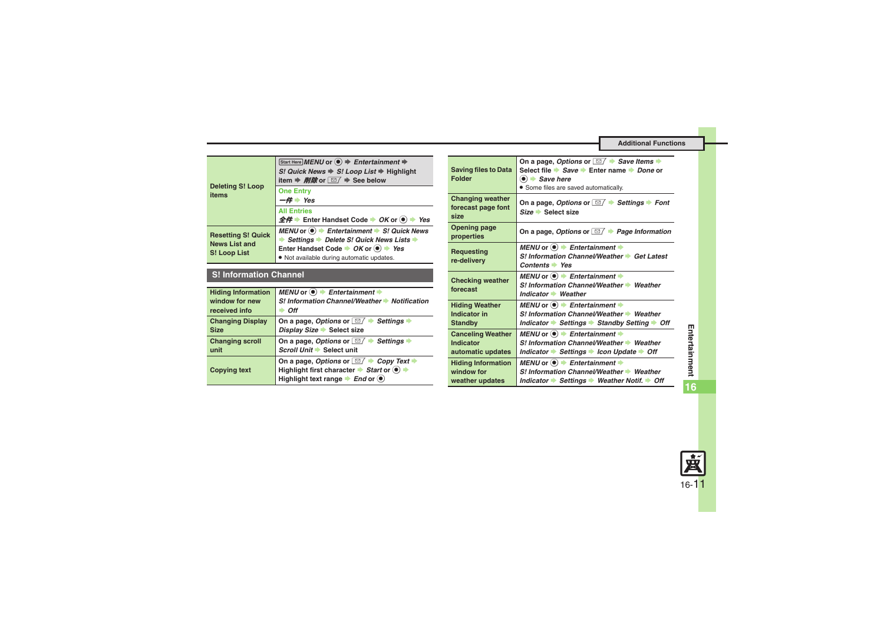| | |
|---|---|
| **Deleting S! Loop items** | Start Here *MENU* or ● ➡ *Entertainment* ➡ *S! Quick News* ➡ *S! Loop List* ➡ Highlight item ➡ *削除* or ✉ ➡ See below |
| | **One Entry**<br>*一件* ➡ *Yes* |
| | **All Entries**<br>*全件* ➡ Enter Handset Code ➡ *OK* or ● ➡ *Yes* |
| **Resetting S! Quick News List and S! Loop List** | *MENU* or ● ➡ *Entertainment* ➡ *S! Quick News* ➡ *Settings* ➡ *Delete S! Quick News Lists* ➡ Enter Handset Code ➡ *OK* or ● ➡ *Yes*<br>• Not available during automatic updates. |

## S! Information Channel

| | |
|---|---|
| **Hiding Information window for new received info** | *MENU* or ● ➡ *Entertainment* ➡ *S! Information Channel/Weather* ➡ *Notification* ➡ *Off* |
| **Changing Display Size** | On a page, *Options* or ✉ ➡ *Settings* ➡ *Display Size* ➡ Select size |
| **Changing scroll unit** | On a page, *Options* or ✉ ➡ *Settings* ➡ *Scroll Unit* ➡ Select unit |
| **Copying text** | On a page, *Options* or ✉ ➡ *Copy Text* ➡ Highlight first character ➡ *Start* or ● ➡ Highlight text range ➡ *End* or ● |
| **Saving files to Data Folder** | On a page, *Options* or ✉ ➡ *Save Items* ➡ Select file ➡ *Save* ➡ Enter name ➡ *Done* or ● ➡ *Save here*<br>• Some files are saved automatically. |
| **Changing weather forecast page font size** | On a page, *Options* or ✉ ➡ *Settings* ➡ *Font Size* ➡ Select size |
| **Opening page properties** | On a page, *Options* or ✉ ➡ *Page Information* |
| **Requesting re-delivery** | *MENU* or ● ➡ *Entertainment* ➡ *S! Information Channel/Weather* ➡ *Get Latest Contents* ➡ *Yes* |
| **Checking weather forecast** | *MENU* or ● ➡ *Entertainment* ➡ *S! Information Channel/Weather* ➡ *Weather Indicator* ➡ *Weather* |
| **Hiding Weather Indicator in Standby** | *MENU* or ● ➡ *Entertainment* ➡ *S! Information Channel/Weather* ➡ *Weather Indicator* ➡ *Settings* ➡ *Standby Setting* ➡ *Off* |
| **Canceling Weather Indicator automatic updates** | *MENU* or ● ➡ *Entertainment* ➡ *S! Information Channel/Weather* ➡ *Weather Indicator* ➡ *Settings* ➡ *Icon Update* ➡ *Off* |
| **Hiding Information window for weather updates** | *MENU* or ● ➡ *Entertainment* ➡ *S! Information Channel/Weather* ➡ *Weather Indicator* ➡ *Settings* ➡ *Weather Notif.* ➡ *Off* |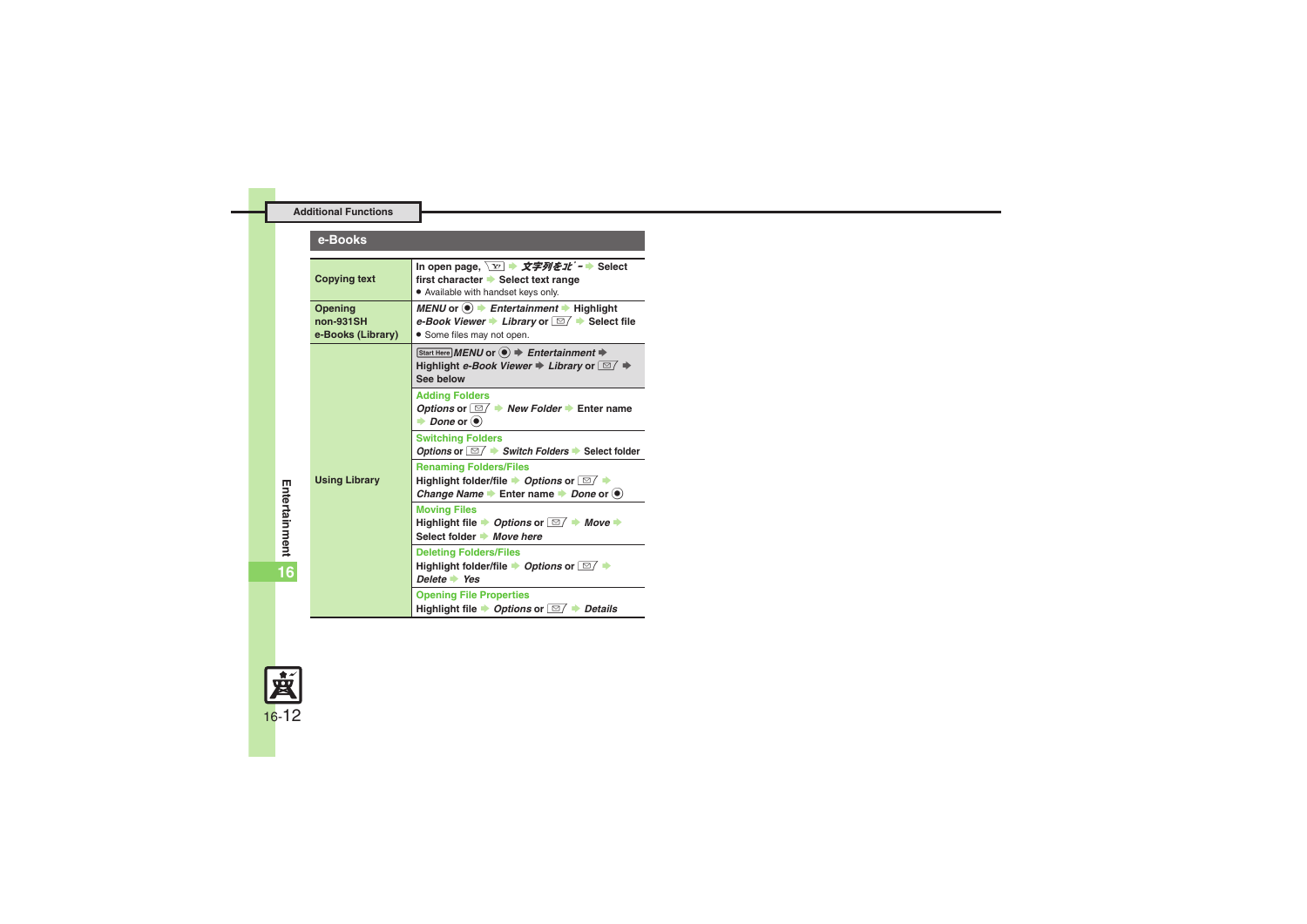## Additional Functions

### e-Books

| | |
|---|---|
| Copying text | In open page, [Y!] ➡ *文字列をｺﾋﾟｰ* ➡ Select first character ➡ Select text range<br>● Available with handset keys only. |
| Opening non-931SH e-Books (Library) | *MENU* or ● ➡ *Entertainment* ➡ Highlight *e-Book Viewer* ➡ *Library* or [✉] ➡ Select file<br>● Some files may not open. |
| Using Library | Start Here *MENU* or ● ➡ *Entertainment* ➡ Highlight *e-Book Viewer* ➡ *Library* or [✉] ➡ See below |
| | **Adding Folders**<br>*Options* or [✉] ➡ *New Folder* ➡ Enter name ➡ *Done* or ● |
| | **Switching Folders**<br>*Options* or [✉] ➡ *Switch Folders* ➡ Select folder |
| | **Renaming Folders/Files**<br>Highlight folder/file ➡ *Options* or [✉] ➡ *Change Name* ➡ Enter name ➡ *Done* or ● |
| | **Moving Files**<br>Highlight file ➡ *Options* or [✉] ➡ *Move* ➡ Select folder ➡ *Move here* |
| | **Deleting Folders/Files**<br>Highlight folder/file ➡ *Options* or [✉] ➡ *Delete* ➡ *Yes* |
| | **Opening File Properties**<br>Highlight file ➡ *Options* or [✉] ➡ *Details* |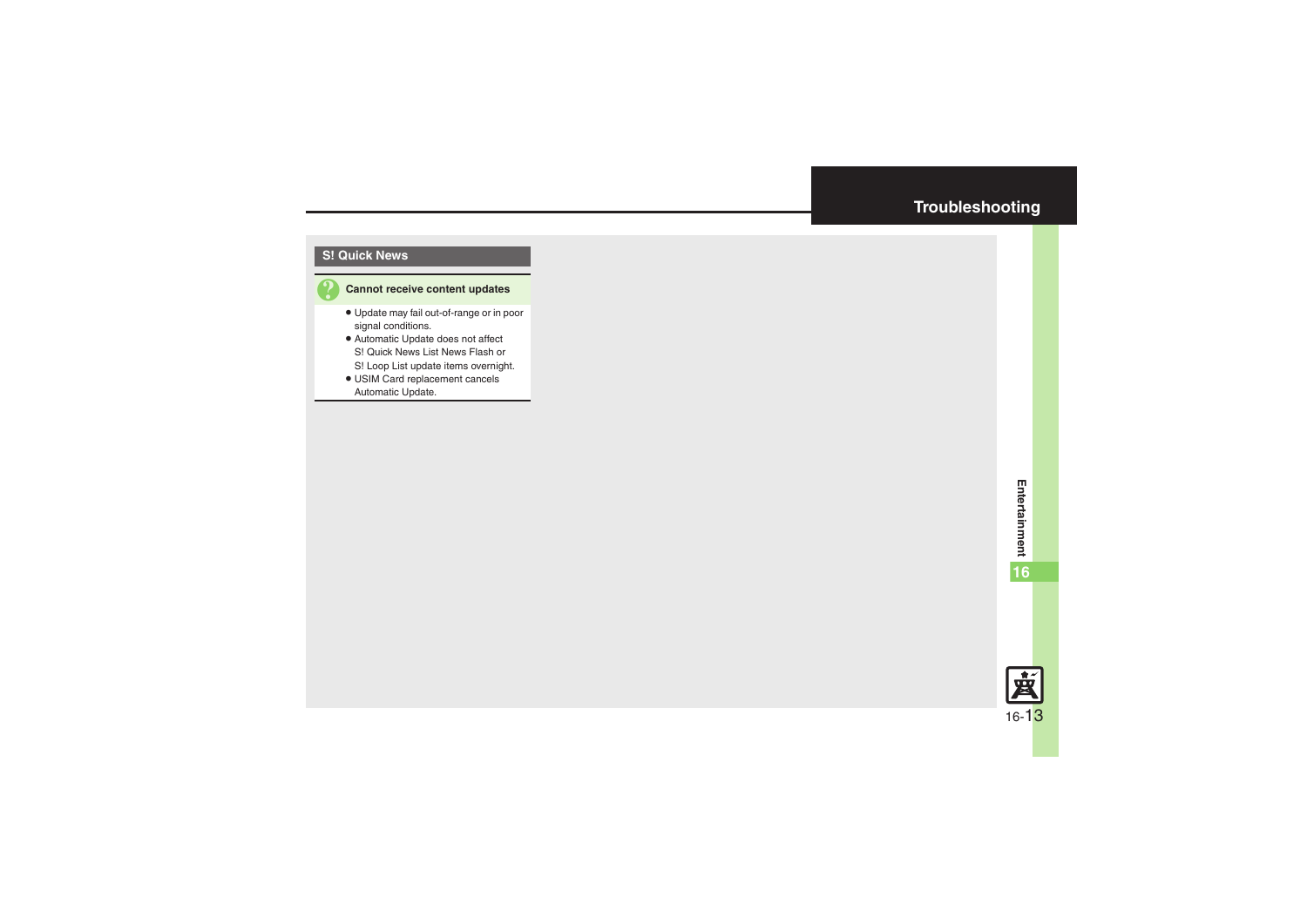## S! Quick News

**Cannot receive content updates**

- Update may fail out-of-range or in poor signal conditions.
- Automatic Update does not affect S! Quick News List News Flash or S! Loop List update items overnight.
- USIM Card replacement cancels Automatic Update.